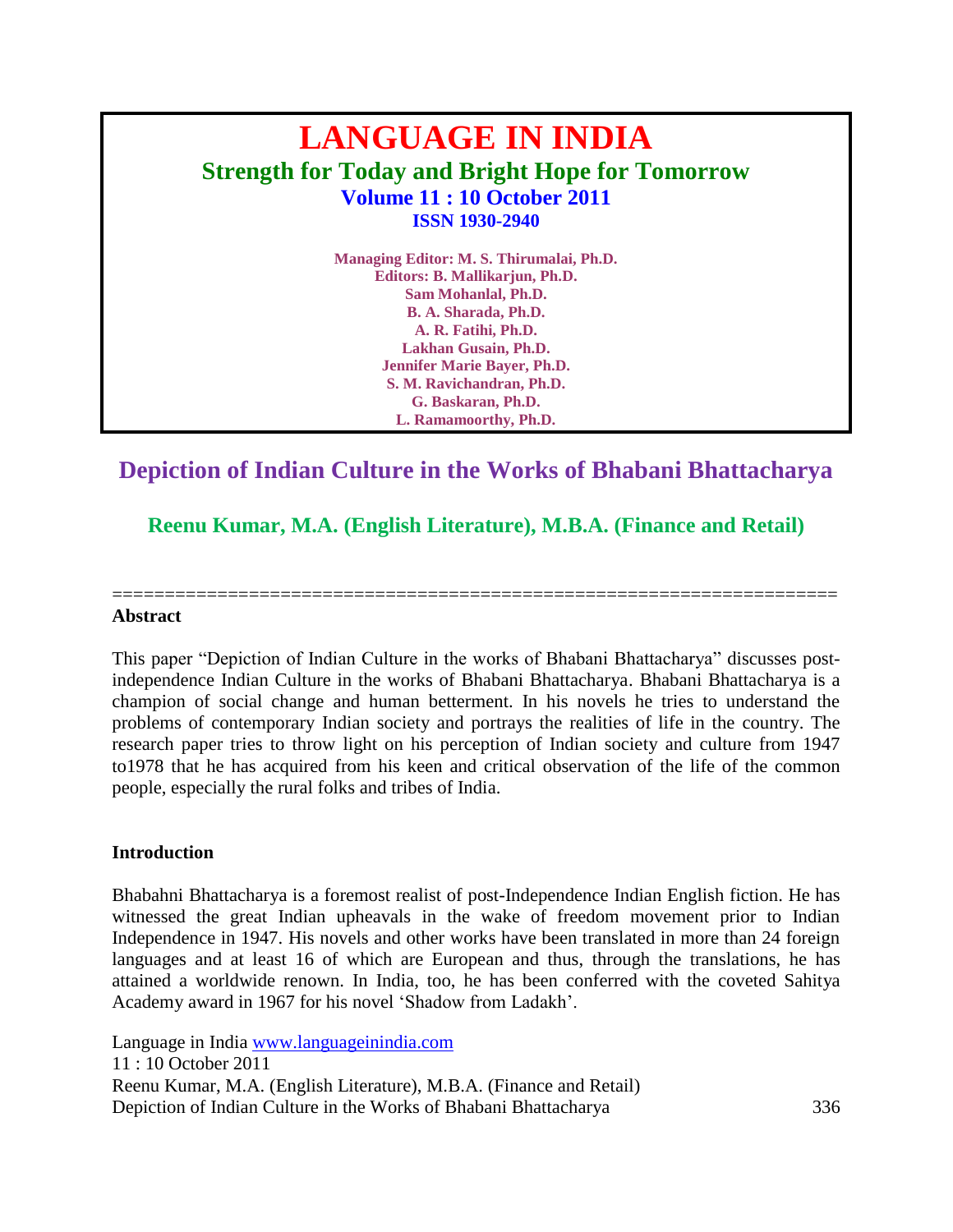# LANGUAGE IN INDIA

## Strength for Today and Bright Hope for Tomorrow

**Volume 11 : 10 October 2011**
**ISSN 1930-2940**

**Managing Editor: M. S. Thirumalai, Ph.D.**
**Editors: B. Mallikarjun, Ph.D.**
**Sam Mohanlal, Ph.D.**
**B. A. Sharada, Ph.D.**
**A. R. Fatihi, Ph.D.**
**Lakhan Gusain, Ph.D.**
**Jennifer Marie Bayer, Ph.D.**
**S. M. Ravichandran, Ph.D.**
**G. Baskaran, Ph.D.**
**L. Ramamoorthy, Ph.D.**

# Depiction of Indian Culture in the Works of Bhabani Bhattacharya

**Reenu Kumar, M.A. (English Literature), M.B.A. (Finance and Retail)**

====================================================================

## Abstract

This paper "Depiction of Indian Culture in the works of Bhabani Bhattacharya" discusses post-independence Indian Culture in the works of Bhabani Bhattacharya. Bhabani Bhattacharya is a champion of social change and human betterment. In his novels he tries to understand the problems of contemporary Indian society and portrays the realities of life in the country. The research paper tries to throw light on his perception of Indian society and culture from 1947 to1978 that he has acquired from his keen and critical observation of the life of the common people, especially the rural folks and tribes of India.

## Introduction

Bhabahni Bhattacharya is a foremost realist of post-Independence Indian English fiction. He has witnessed the great Indian upheavals in the wake of freedom movement prior to Indian Independence in 1947. His novels and other works have been translated in more than 24 foreign languages and at least 16 of which are European and thus, through the translations, he has attained a worldwide renown. In India, too, he has been conferred with the coveted Sahitya Academy award in 1967 for his novel 'Shadow from Ladakh'.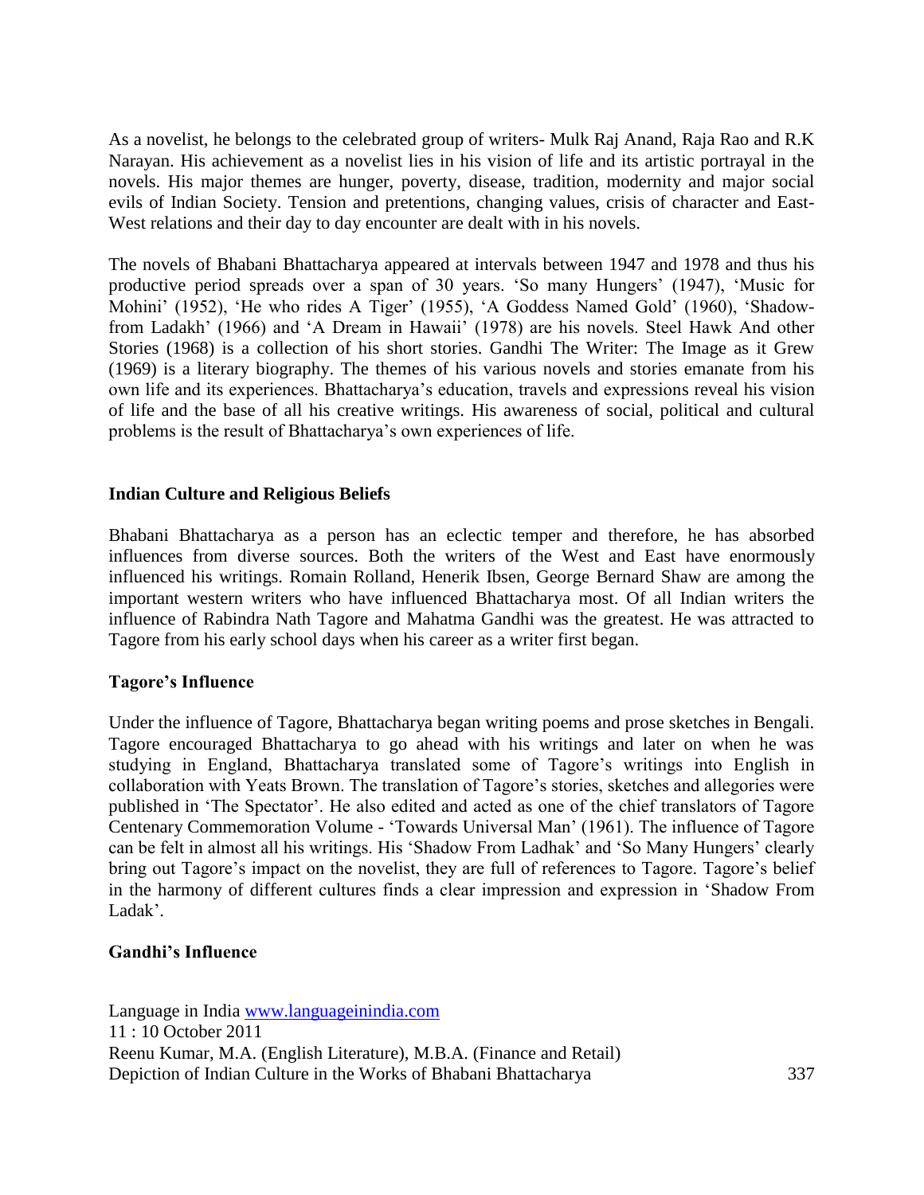As a novelist, he belongs to the celebrated group of writers- Mulk Raj Anand, Raja Rao and R.K Narayan. His achievement as a novelist lies in his vision of life and its artistic portrayal in the novels. His major themes are hunger, poverty, disease, tradition, modernity and major social evils of Indian Society. Tension and pretentions, changing values, crisis of character and East-West relations and their day to day encounter are dealt with in his novels.

The novels of Bhabani Bhattacharya appeared at intervals between 1947 and 1978 and thus his productive period spreads over a span of 30 years. 'So many Hungers' (1947), 'Music for Mohini' (1952), 'He who rides A Tiger' (1955), 'A Goddess Named Gold' (1960), 'Shadow-from Ladakh' (1966) and 'A Dream in Hawaii' (1978) are his novels. Steel Hawk And other Stories (1968) is a collection of his short stories. Gandhi The Writer: The Image as it Grew (1969) is a literary biography. The themes of his various novels and stories emanate from his own life and its experiences. Bhattacharya's education, travels and expressions reveal his vision of life and the base of all his creative writings. His awareness of social, political and cultural problems is the result of Bhattacharya's own experiences of life.

## Indian Culture and Religious Beliefs

Bhabani Bhattacharya as a person has an eclectic temper and therefore, he has absorbed influences from diverse sources. Both the writers of the West and East have enormously influenced his writings. Romain Rolland, Henerik Ibsen, George Bernard Shaw are among the important western writers who have influenced Bhattacharya most. Of all Indian writers the influence of Rabindra Nath Tagore and Mahatma Gandhi was the greatest. He was attracted to Tagore from his early school days when his career as a writer first began.

## Tagore's Influence

Under the influence of Tagore, Bhattacharya began writing poems and prose sketches in Bengali. Tagore encouraged Bhattacharya to go ahead with his writings and later on when he was studying in England, Bhattacharya translated some of Tagore's writings into English in collaboration with Yeats Brown. The translation of Tagore's stories, sketches and allegories were published in 'The Spectator'. He also edited and acted as one of the chief translators of Tagore Centenary Commemoration Volume - 'Towards Universal Man' (1961). The influence of Tagore can be felt in almost all his writings. His 'Shadow From Ladhak' and 'So Many Hungers' clearly bring out Tagore's impact on the novelist, they are full of references to Tagore. Tagore's belief in the harmony of different cultures finds a clear impression and expression in 'Shadow From Ladak'.

## Gandhi's Influence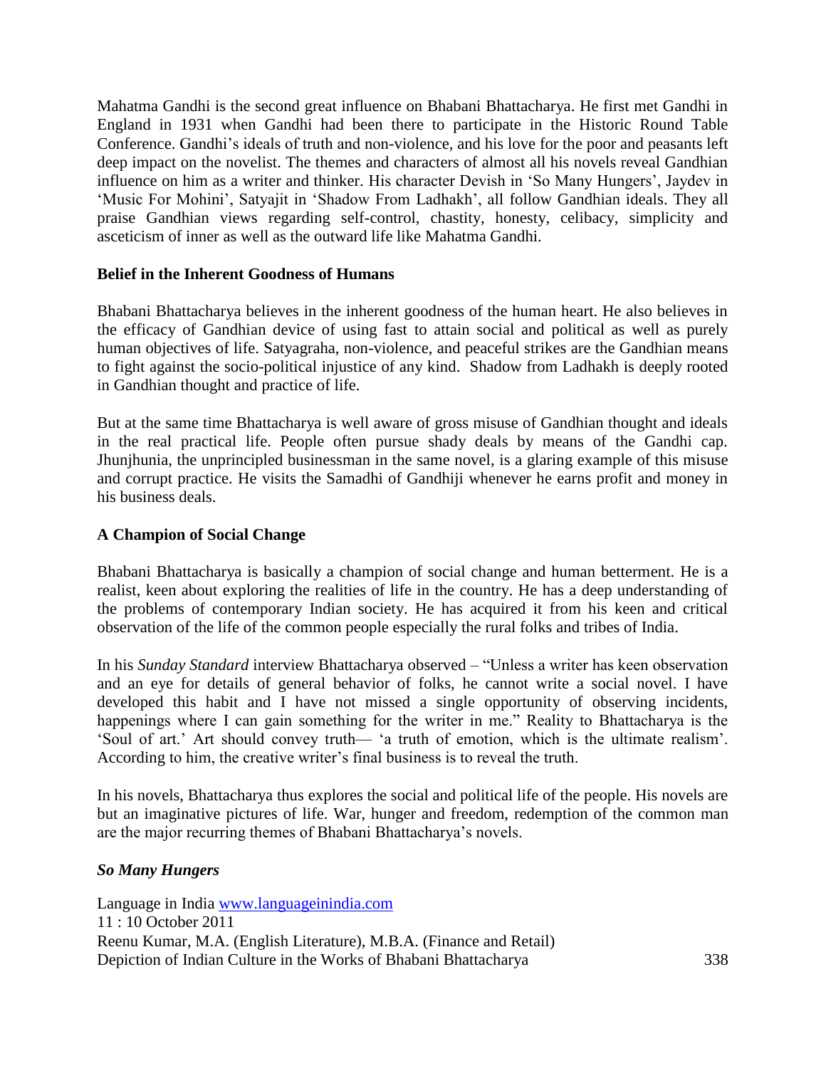Mahatma Gandhi is the second great influence on Bhabani Bhattacharya. He first met Gandhi in England in 1931 when Gandhi had been there to participate in the Historic Round Table Conference. Gandhi's ideals of truth and non-violence, and his love for the poor and peasants left deep impact on the novelist. The themes and characters of almost all his novels reveal Gandhian influence on him as a writer and thinker. His character Devish in 'So Many Hungers', Jaydev in 'Music For Mohini', Satyajit in 'Shadow From Ladhakh', all follow Gandhian ideals. They all praise Gandhian views regarding self-control, chastity, honesty, celibacy, simplicity and asceticism of inner as well as the outward life like Mahatma Gandhi.

### Belief in the Inherent Goodness of Humans

Bhabani Bhattacharya believes in the inherent goodness of the human heart. He also believes in the efficacy of Gandhian device of using fast to attain social and political as well as purely human objectives of life. Satyagraha, non-violence, and peaceful strikes are the Gandhian means to fight against the socio-political injustice of any kind. Shadow from Ladhakh is deeply rooted in Gandhian thought and practice of life.

But at the same time Bhattacharya is well aware of gross misuse of Gandhian thought and ideals in the real practical life. People often pursue shady deals by means of the Gandhi cap. Jhunjhunia, the unprincipled businessman in the same novel, is a glaring example of this misuse and corrupt practice. He visits the Samadhi of Gandhiji whenever he earns profit and money in his business deals.

### A Champion of Social Change

Bhabani Bhattacharya is basically a champion of social change and human betterment. He is a realist, keen about exploring the realities of life in the country. He has a deep understanding of the problems of contemporary Indian society. He has acquired it from his keen and critical observation of the life of the common people especially the rural folks and tribes of India.

In his *Sunday Standard* interview Bhattacharya observed – "Unless a writer has keen observation and an eye for details of general behavior of folks, he cannot write a social novel. I have developed this habit and I have not missed a single opportunity of observing incidents, happenings where I can gain something for the writer in me." Reality to Bhattacharya is the 'Soul of art.' Art should convey truth— 'a truth of emotion, which is the ultimate realism'. According to him, the creative writer's final business is to reveal the truth.

In his novels, Bhattacharya thus explores the social and political life of the people. His novels are but an imaginative pictures of life. War, hunger and freedom, redemption of the common man are the major recurring themes of Bhabani Bhattacharya's novels.

### *So Many Hungers*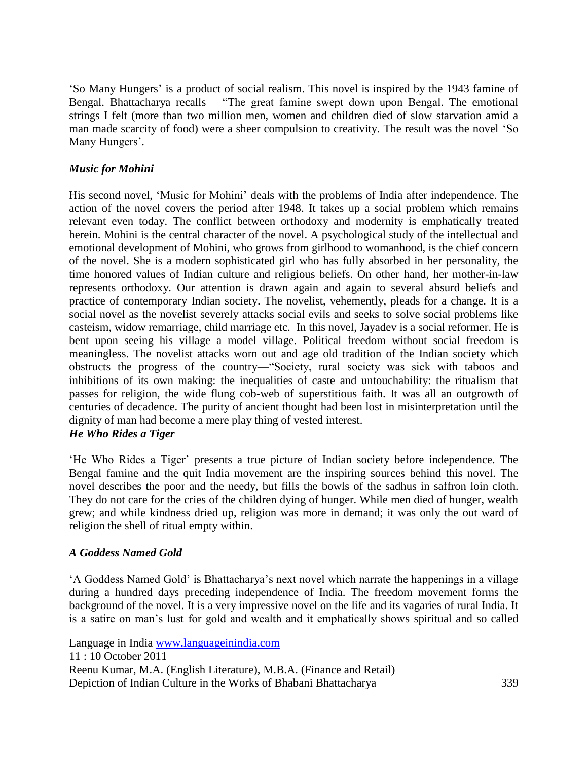'So Many Hungers' is a product of social realism. This novel is inspired by the 1943 famine of Bengal. Bhattacharya recalls – "The great famine swept down upon Bengal. The emotional strings I felt (more than two million men, women and children died of slow starvation amid a man made scarcity of food) were a sheer compulsion to creativity. The result was the novel 'So Many Hungers'.

### *Music for Mohini*

His second novel, 'Music for Mohini' deals with the problems of India after independence. The action of the novel covers the period after 1948. It takes up a social problem which remains relevant even today. The conflict between orthodoxy and modernity is emphatically treated herein. Mohini is the central character of the novel. A psychological study of the intellectual and emotional development of Mohini, who grows from girlhood to womanhood, is the chief concern of the novel. She is a modern sophisticated girl who has fully absorbed in her personality, the time honored values of Indian culture and religious beliefs. On other hand, her mother-in-law represents orthodoxy. Our attention is drawn again and again to several absurd beliefs and practice of contemporary Indian society. The novelist, vehemently, pleads for a change. It is a social novel as the novelist severely attacks social evils and seeks to solve social problems like casteism, widow remarriage, child marriage etc. In this novel, Jayadev is a social reformer. He is bent upon seeing his village a model village. Political freedom without social freedom is meaningless. The novelist attacks worn out and age old tradition of the Indian society which obstructs the progress of the country—"Society, rural society was sick with taboos and inhibitions of its own making: the inequalities of caste and untouchability: the ritualism that passes for religion, the wide flung cob-web of superstitious faith. It was all an outgrowth of centuries of decadence. The purity of ancient thought had been lost in misinterpretation until the dignity of man had become a mere play thing of vested interest.

### *He Who Rides a Tiger*

'He Who Rides a Tiger' presents a true picture of Indian society before independence. The Bengal famine and the quit India movement are the inspiring sources behind this novel. The novel describes the poor and the needy, but fills the bowls of the sadhus in saffron loin cloth. They do not care for the cries of the children dying of hunger. While men died of hunger, wealth grew; and while kindness dried up, religion was more in demand; it was only the out ward of religion the shell of ritual empty within.

### *A Goddess Named Gold*

'A Goddess Named Gold' is Bhattacharya's next novel which narrate the happenings in a village during a hundred days preceding independence of India. The freedom movement forms the background of the novel. It is a very impressive novel on the life and its vagaries of rural India. It is a satire on man's lust for gold and wealth and it emphatically shows spiritual and so called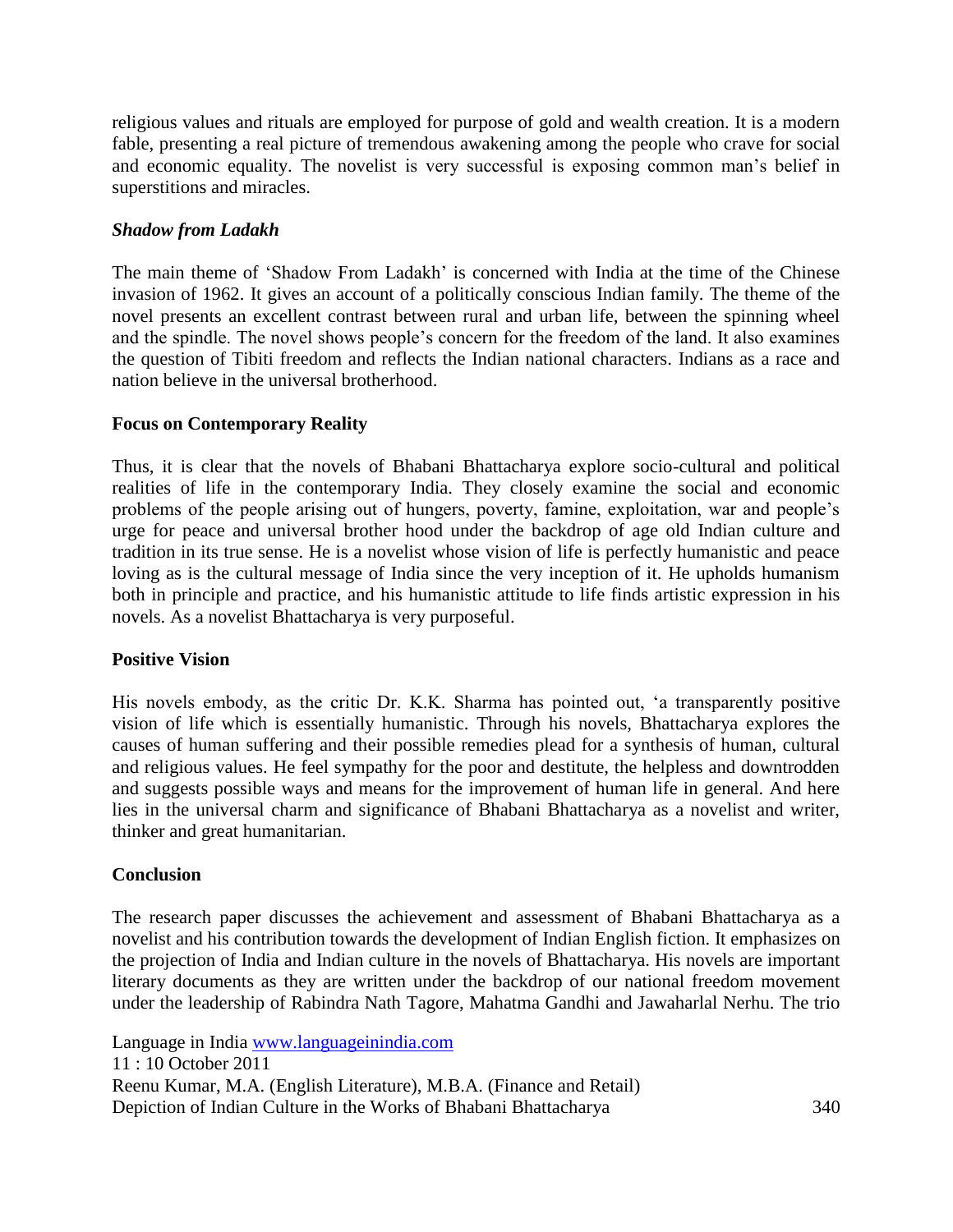religious values and rituals are employed for purpose of gold and wealth creation. It is a modern fable, presenting a real picture of tremendous awakening among the people who crave for social and economic equality. The novelist is very successful is exposing common man's belief in superstitions and miracles.

### *Shadow from Ladakh*

The main theme of 'Shadow From Ladakh' is concerned with India at the time of the Chinese invasion of 1962. It gives an account of a politically conscious Indian family. The theme of the novel presents an excellent contrast between rural and urban life, between the spinning wheel and the spindle. The novel shows people's concern for the freedom of the land. It also examines the question of Tibiti freedom and reflects the Indian national characters. Indians as a race and nation believe in the universal brotherhood.

### Focus on Contemporary Reality

Thus, it is clear that the novels of Bhabani Bhattacharya explore socio-cultural and political realities of life in the contemporary India. They closely examine the social and economic problems of the people arising out of hungers, poverty, famine, exploitation, war and people's urge for peace and universal brother hood under the backdrop of age old Indian culture and tradition in its true sense. He is a novelist whose vision of life is perfectly humanistic and peace loving as is the cultural message of India since the very inception of it. He upholds humanism both in principle and practice, and his humanistic attitude to life finds artistic expression in his novels. As a novelist Bhattacharya is very purposeful.

### Positive Vision

His novels embody, as the critic Dr. K.K. Sharma has pointed out, 'a transparently positive vision of life which is essentially humanistic. Through his novels, Bhattacharya explores the causes of human suffering and their possible remedies plead for a synthesis of human, cultural and religious values. He feel sympathy for the poor and destitute, the helpless and downtrodden and suggests possible ways and means for the improvement of human life in general. And here lies in the universal charm and significance of Bhabani Bhattacharya as a novelist and writer, thinker and great humanitarian.

### Conclusion

The research paper discusses the achievement and assessment of Bhabani Bhattacharya as a novelist and his contribution towards the development of Indian English fiction. It emphasizes on the projection of India and Indian culture in the novels of Bhattacharya. His novels are important literary documents as they are written under the backdrop of our national freedom movement under the leadership of Rabindra Nath Tagore, Mahatma Gandhi and Jawaharlal Nerhu. The trio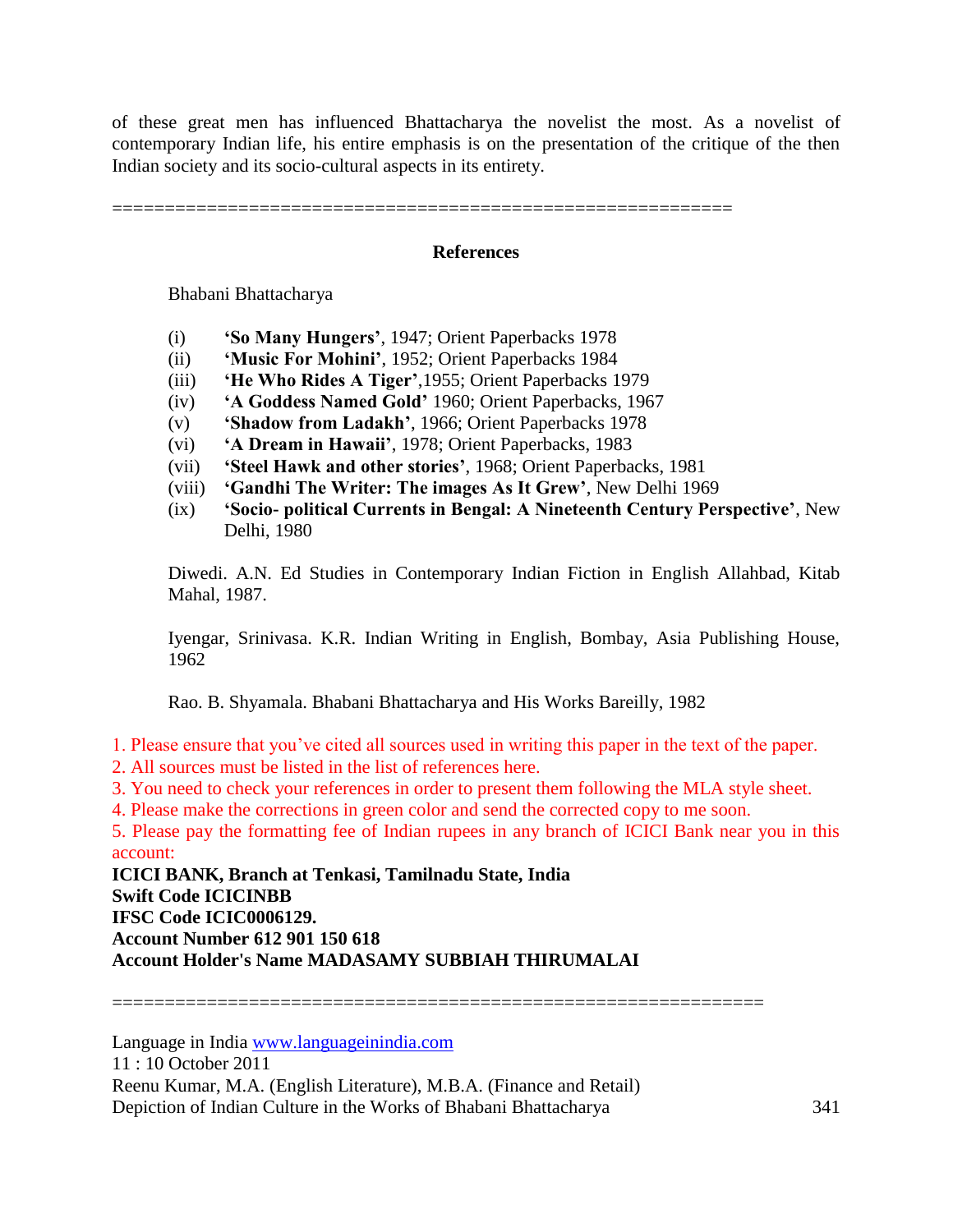of these great men has influenced Bhattacharya the novelist the most. As a novelist of contemporary Indian life, his entire emphasis is on the presentation of the critique of the then Indian society and its socio-cultural aspects in its entirety.

============================================================

## References

Bhabani Bhattacharya

(i) **'So Many Hungers'**, 1947; Orient Paperbacks 1978
(ii) **'Music For Mohini'**, 1952; Orient Paperbacks 1984
(iii) **'He Who Rides A Tiger'**,1955; Orient Paperbacks 1979
(iv) **'A Goddess Named Gold'** 1960; Orient Paperbacks, 1967
(v) **'Shadow from Ladakh'**, 1966; Orient Paperbacks 1978
(vi) **'A Dream in Hawaii'**, 1978; Orient Paperbacks, 1983
(vii) **'Steel Hawk and other stories'**, 1968; Orient Paperbacks, 1981
(viii) **'Gandhi The Writer: The images As It Grew'**, New Delhi 1969
(ix) **'Socio- political Currents in Bengal: A Nineteenth Century Perspective'**, New Delhi, 1980

Diwedi. A.N. Ed Studies in Contemporary Indian Fiction in English Allahbad, Kitab Mahal, 1987.

Iyengar, Srinivasa. K.R. Indian Writing in English, Bombay, Asia Publishing House, 1962

Rao. B. Shyamala. Bhabani Bhattacharya and His Works Bareilly, 1982

1. Please ensure that you've cited all sources used in writing this paper in the text of the paper.
2. All sources must be listed in the list of references here.
3. You need to check your references in order to present them following the MLA style sheet.
4. Please make the corrections in green color and send the corrected copy to me soon.
5. Please pay the formatting fee of Indian rupees in any branch of ICICI Bank near you in this account:

**ICICI BANK, Branch at Tenkasi, Tamilnadu State, India**
**Swift Code ICICINBB**
**IFSC Code ICIC0006129.**
**Account Number 612 901 150 618**
**Account Holder's Name MADASAMY SUBBIAH THIRUMALAI**

==============================================================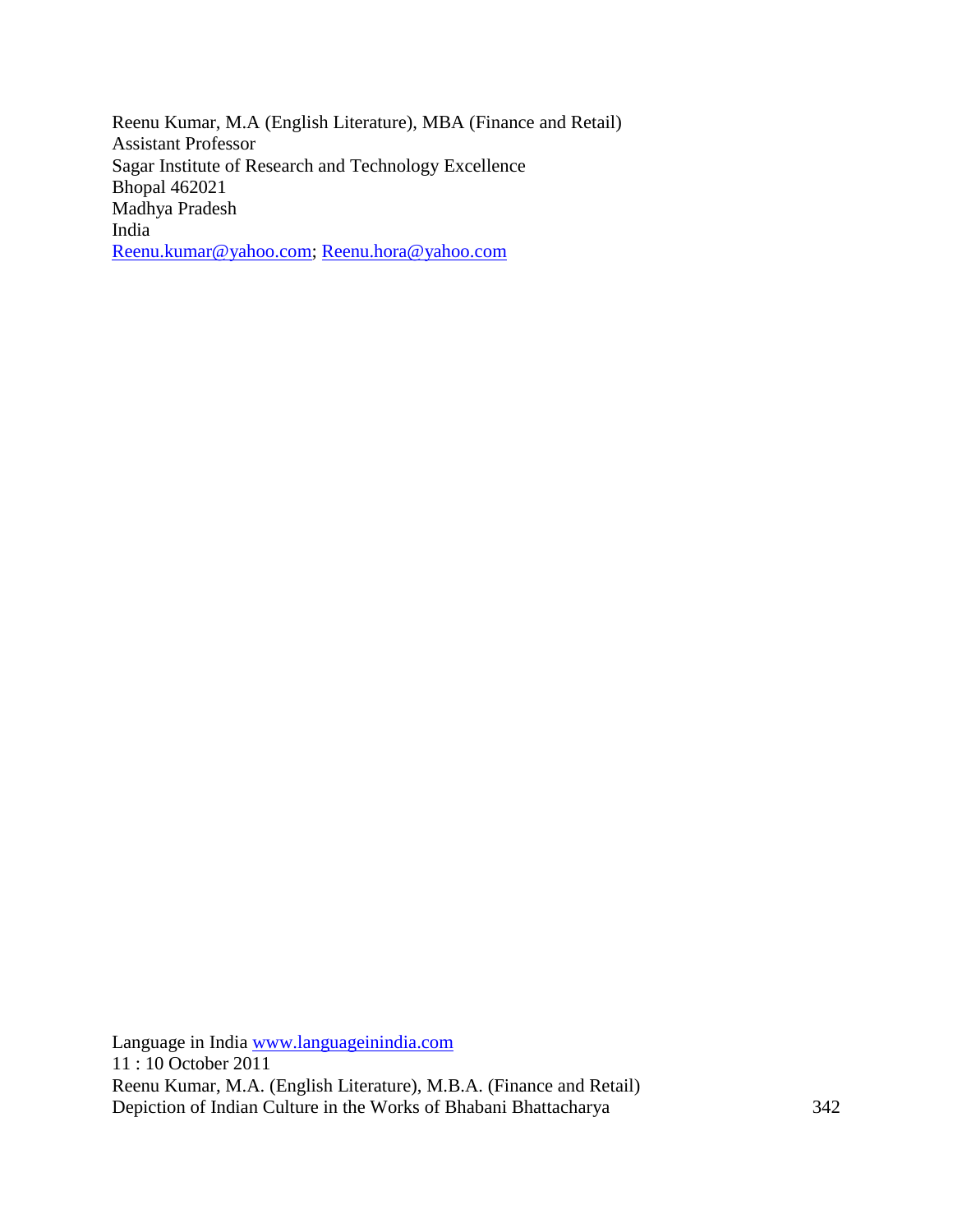Reenu Kumar, M.A (English Literature), MBA (Finance and Retail)
Assistant Professor
Sagar Institute of Research and Technology Excellence
Bhopal 462021
Madhya Pradesh
India
Reenu.kumar@yahoo.com; Reenu.hora@yahoo.com